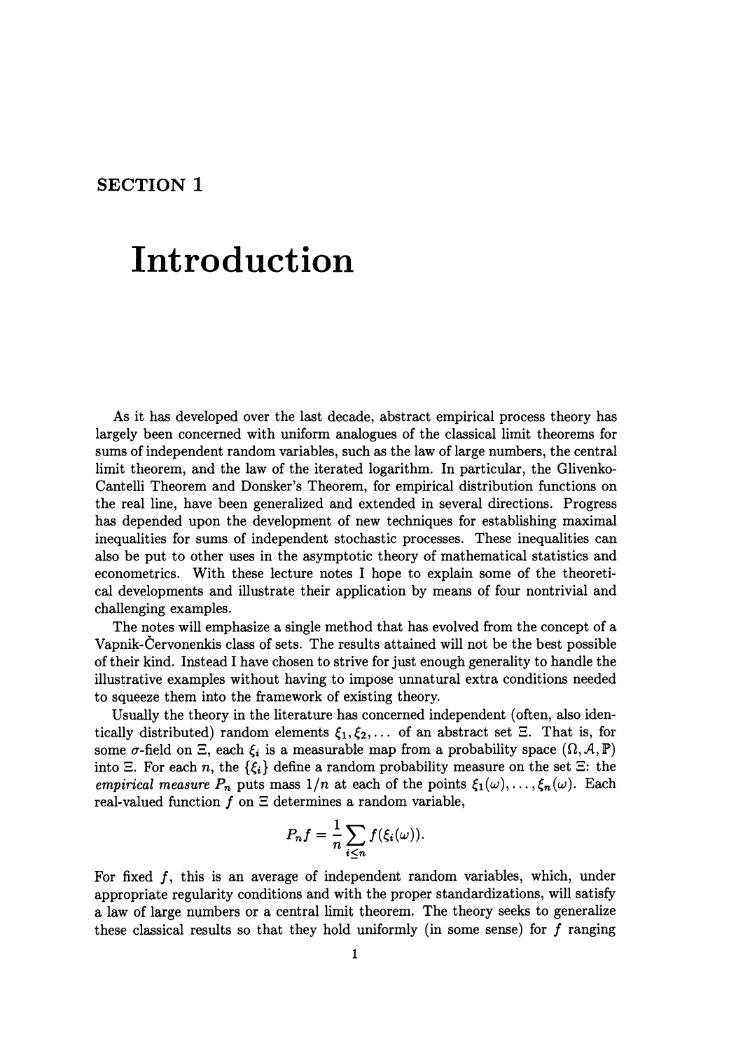## SECTION 1

# Introduction

As it has developed over the last decade, abstract empirical process theory has largely been concerned with uniform analogues of the classical limit theorems for sums of independent random variables, such as the law of large numbers, the central limit theorem, and the law of the iterated logarithm. In particular, the Glivenko-Cantelli Theorem and Donsker's Theorem, for empirical distribution functions on the real line, have been generalized and extended in several directions. Progress has depended upon the development of new techniques for establishing maximal inequalities for sums of independent stochastic processes. These inequalities can also be put to other uses in the asymptotic theory of mathematical statistics and econometrics. With these lecture notes I hope to explain some of the theoretical developments and illustrate their application by means of four nontrivial and challenging examples.

The notes will emphasize a single method that has evolved from the concept of a Vapnik-Červonenkis class of sets. The results attained will not be the best possible of their kind. Instead I have chosen to strive for just enough generality to handle the illustrative examples without having to impose unnatural extra conditions needed to squeeze them into the framework of existing theory.

Usually the theory in the literature has concerned independent (often, also identically distributed) random elements $\xi_1, \xi_2, \ldots$ of an abstract set $\Xi$. That is, for some $\sigma$-field on $\Xi$, each $\xi_i$ is a measurable map from a probability space $(\Omega, \mathcal{A}, \mathbb{P})$ into $\Xi$. For each $n$, the $\{\xi_i\}$ define a random probability measure on the set $\Xi$: the *empirical measure* $P_n$ puts mass $1/n$ at each of the points $\xi_1(\omega), \ldots, \xi_n(\omega)$. Each real-valued function $f$ on $\Xi$ determines a random variable,

$$P_n f = \frac{1}{n} \sum_{i \leq n} f(\xi_i(\omega)).$$

For fixed $f$, this is an average of independent random variables, which, under appropriate regularity conditions and with the proper standardizations, will satisfy a law of large numbers or a central limit theorem. The theory seeks to generalize these classical results so that they hold uniformly (in some sense) for $f$ ranging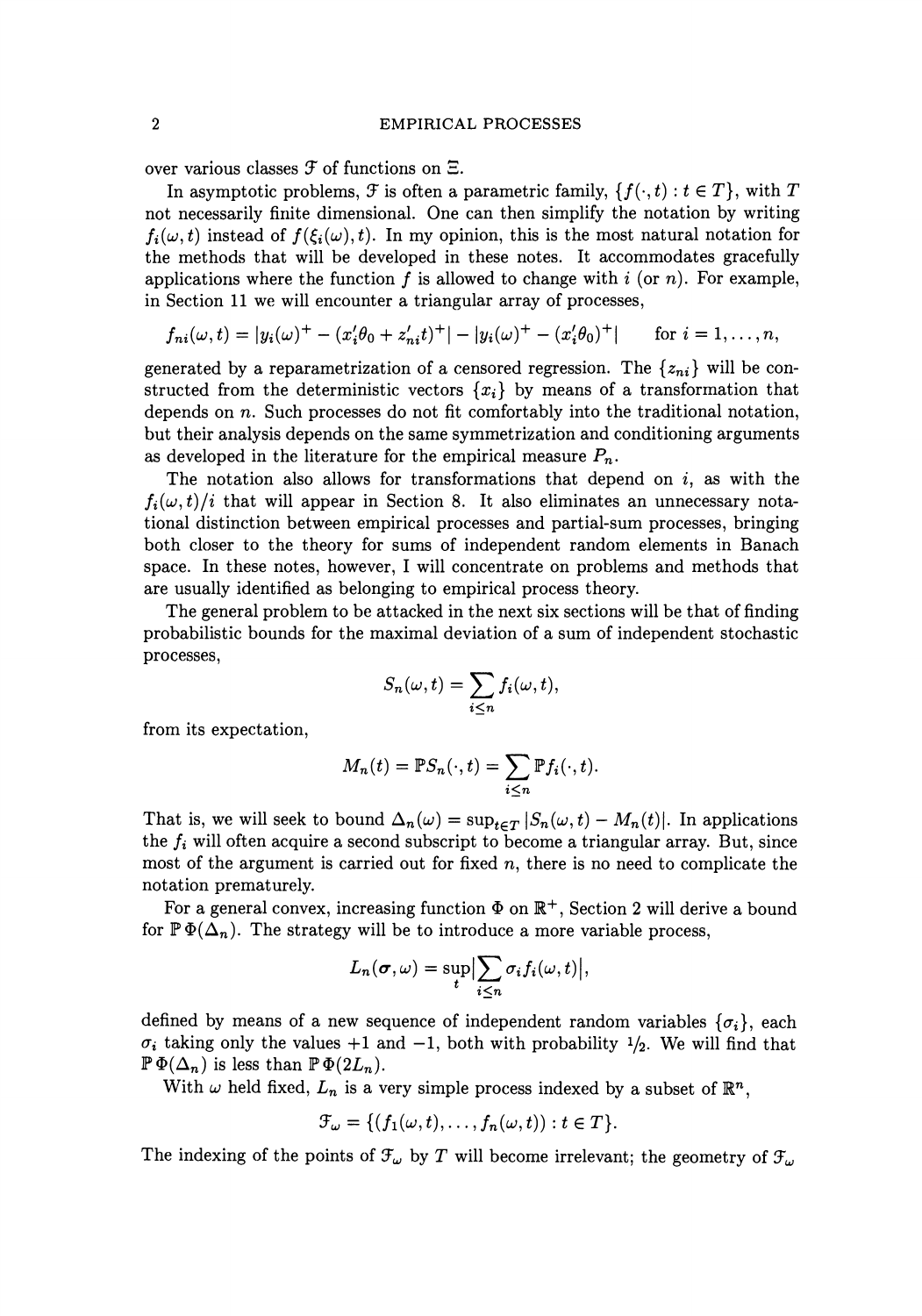over various classes $\mathcal{F}$ of functions on $\Xi$.

In asymptotic problems, $\mathcal{F}$ is often a parametric family, $\{f(\cdot, t) : t \in T\}$, with $T$ not necessarily finite dimensional. One can then simplify the notation by writing $f_i(\omega, t)$ instead of $f(\xi_i(\omega), t)$. In my opinion, this is the most natural notation for the methods that will be developed in these notes. It accommodates gracefully applications where the function $f$ is allowed to change with $i$ (or $n$). For example, in Section 11 we will encounter a triangular array of processes,

$$f_{ni}(\omega, t) = |y_i(\omega)^+ - (x_i'\theta_0 + z_{ni}'t)^+| - |y_i(\omega)^+ - (x_i'\theta_0)^+| \qquad \text{for } i = 1, \ldots, n,$$

generated by a reparametrization of a censored regression. The $\{z_{ni}\}$ will be constructed from the deterministic vectors $\{x_i\}$ by means of a transformation that depends on $n$. Such processes do not fit comfortably into the traditional notation, but their analysis depends on the same symmetrization and conditioning arguments as developed in the literature for the empirical measure $P_n$.

The notation also allows for transformations that depend on $i$, as with the $f_i(\omega, t)/i$ that will appear in Section 8. It also eliminates an unnecessary notational distinction between empirical processes and partial-sum processes, bringing both closer to the theory for sums of independent random elements in Banach space. In these notes, however, I will concentrate on problems and methods that are usually identified as belonging to empirical process theory.

The general problem to be attacked in the next six sections will be that of finding probabilistic bounds for the maximal deviation of a sum of independent stochastic processes,

$$S_n(\omega, t) = \sum_{i \le n} f_i(\omega, t),$$

from its expectation,

$$M_n(t) = \mathbb{P}S_n(\cdot, t) = \sum_{i \le n} \mathbb{P}f_i(\cdot, t).$$

That is, we will seek to bound $\Delta_n(\omega) = \sup_{t \in T} |S_n(\omega, t) - M_n(t)|$. In applications the $f_i$ will often acquire a second subscript to become a triangular array. But, since most of the argument is carried out for fixed $n$, there is no need to complicate the notation prematurely.

For a general convex, increasing function $\Phi$ on $\mathbb{R}^+$, Section 2 will derive a bound for $\mathbb{P}\,\Phi(\Delta_n)$. The strategy will be to introduce a more variable process,

$$L_n(\boldsymbol{\sigma}, \omega) = \sup_t \Big| \sum_{i \le n} \sigma_i f_i(\omega, t) \Big|,$$

defined by means of a new sequence of independent random variables $\{\sigma_i\}$, each $\sigma_i$ taking only the values $+1$ and $-1$, both with probability $1/2$. We will find that $\mathbb{P}\,\Phi(\Delta_n)$ is less than $\mathbb{P}\,\Phi(2L_n)$.

With $\omega$ held fixed, $L_n$ is a very simple process indexed by a subset of $\mathbb{R}^n$,

$$\mathcal{F}_\omega = \{(f_1(\omega, t), \ldots, f_n(\omega, t)) : t \in T\}.$$

The indexing of the points of $\mathcal{F}_\omega$ by $T$ will become irrelevant; the geometry of $\mathcal{F}_\omega$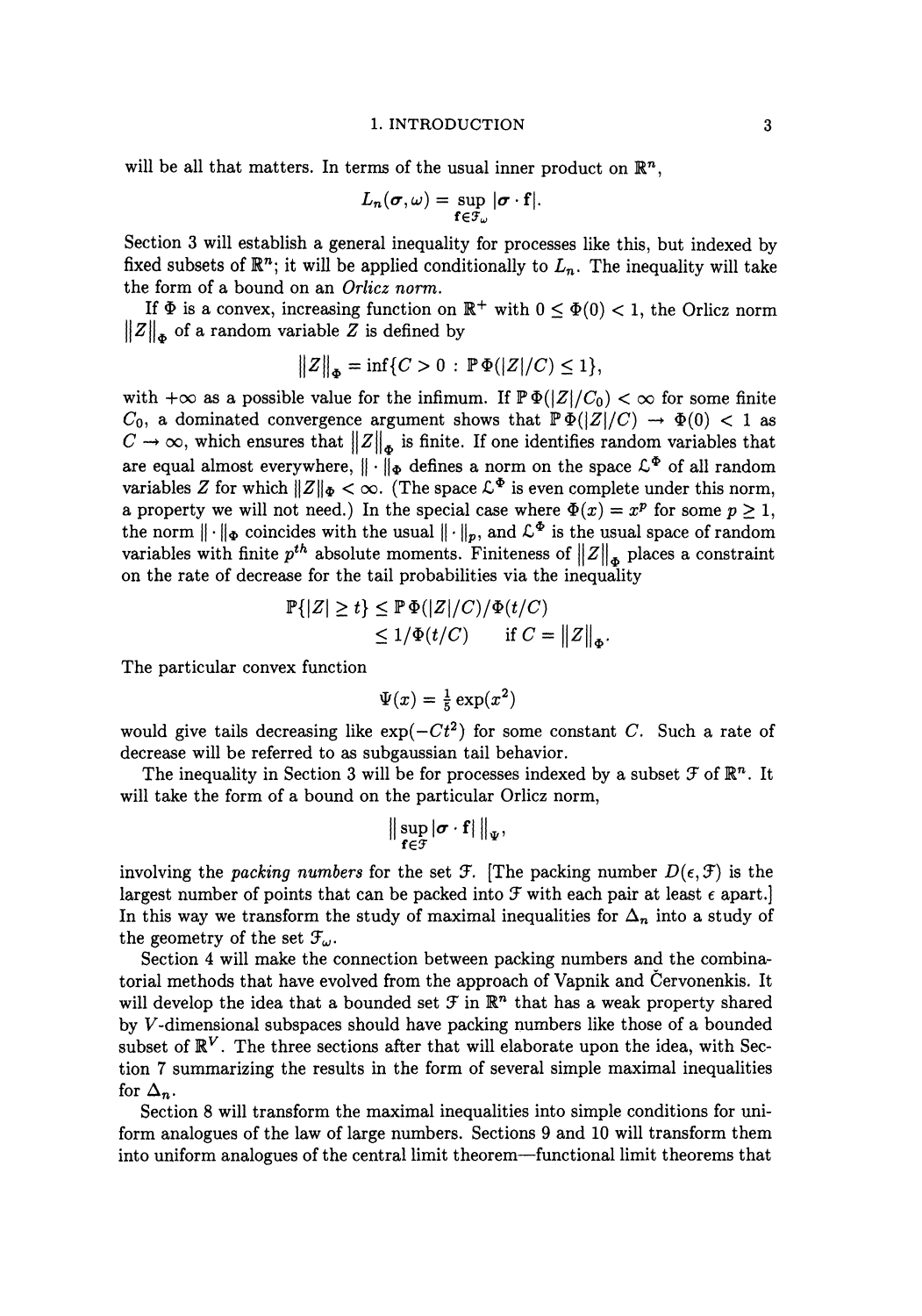will be all that matters. In terms of the usual inner product on $\mathbb{R}^n$,

$$L_n(\boldsymbol{\sigma}, \omega) = \sup_{\mathbf{f} \in \mathcal{F}_\omega} |\boldsymbol{\sigma} \cdot \mathbf{f}|.$$

Section 3 will establish a general inequality for processes like this, but indexed by fixed subsets of $\mathbb{R}^n$; it will be applied conditionally to $L_n$. The inequality will take the form of a bound on an *Orlicz norm*.

If $\Phi$ is a convex, increasing function on $\mathbb{R}^+$ with $0 \leq \Phi(0) < 1$, the Orlicz norm $\|Z\|_\Phi$ of a random variable $Z$ is defined by

$$\|Z\|_\Phi = \inf\{C > 0 : \mathbb{P}\,\Phi(|Z|/C) \leq 1\},$$

with $+\infty$ as a possible value for the infimum. If $\mathbb{P}\,\Phi(|Z|/C_0) < \infty$ for some finite $C_0$, a dominated convergence argument shows that $\mathbb{P}\,\Phi(|Z|/C) \to \Phi(0) < 1$ as $C \to \infty$, which ensures that $\|Z\|_\Phi$ is finite. If one identifies random variables that are equal almost everywhere, $\|\cdot\|_\Phi$ defines a norm on the space $\mathcal{L}^\Phi$ of all random variables $Z$ for which $\|Z\|_\Phi < \infty$. (The space $\mathcal{L}^\Phi$ is even complete under this norm, a property we will not need.) In the special case where $\Phi(x) = x^p$ for some $p \geq 1$, the norm $\|\cdot\|_\Phi$ coincides with the usual $\|\cdot\|_p$, and $\mathcal{L}^\Phi$ is the usual space of random variables with finite $p^{th}$ absolute moments. Finiteness of $\|Z\|_\Phi$ places a constraint on the rate of decrease for the tail probabilities via the inequality

$$\begin{aligned} \mathbb{P}\{|Z| \geq t\} &\leq \mathbb{P}\,\Phi(|Z|/C)/\Phi(t/C) \\ &\leq 1/\Phi(t/C) \qquad \text{if } C = \|Z\|_\Phi. \end{aligned}$$

The particular convex function

$$\Psi(x) = \tfrac{1}{5}\exp(x^2)$$

would give tails decreasing like $\exp(-Ct^2)$ for some constant $C$. Such a rate of decrease will be referred to as subgaussian tail behavior.

The inequality in Section 3 will be for processes indexed by a subset $\mathcal{F}$ of $\mathbb{R}^n$. It will take the form of a bound on the particular Orlicz norm,

$$\big\| \sup_{\mathbf{f} \in \mathcal{F}} |\boldsymbol{\sigma} \cdot \mathbf{f}| \big\|_\Psi,$$

involving the *packing numbers* for the set $\mathcal{F}$. [The packing number $D(\epsilon, \mathcal{F})$ is the largest number of points that can be packed into $\mathcal{F}$ with each pair at least $\epsilon$ apart.] In this way we transform the study of maximal inequalities for $\Delta_n$ into a study of the geometry of the set $\mathcal{F}_\omega$.

Section 4 will make the connection between packing numbers and the combinatorial methods that have evolved from the approach of Vapnik and Červonenkis. It will develop the idea that a bounded set $\mathcal{F}$ in $\mathbb{R}^n$ that has a weak property shared by $V$-dimensional subspaces should have packing numbers like those of a bounded subset of $\mathbb{R}^V$. The three sections after that will elaborate upon the idea, with Section 7 summarizing the results in the form of several simple maximal inequalities for $\Delta_n$.

Section 8 will transform the maximal inequalities into simple conditions for uniform analogues of the law of large numbers. Sections 9 and 10 will transform them into uniform analogues of the central limit theorem—functional limit theorems that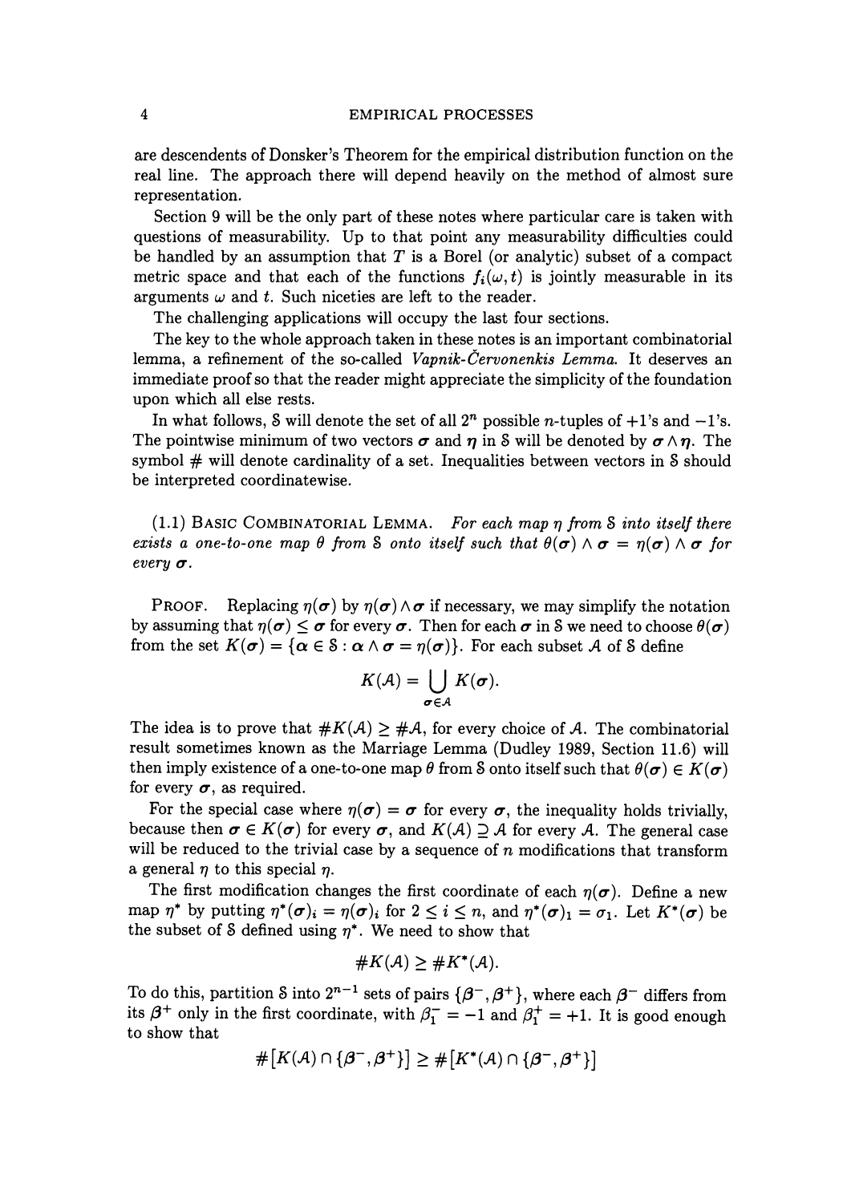are descendents of Donsker's Theorem for the empirical distribution function on the real line. The approach there will depend heavily on the method of almost sure representation.

Section 9 will be the only part of these notes where particular care is taken with questions of measurability. Up to that point any measurability difficulties could be handled by an assumption that $T$ is a Borel (or analytic) subset of a compact metric space and that each of the functions $f_i(\omega, t)$ is jointly measurable in its arguments $\omega$ and $t$. Such niceties are left to the reader.

The challenging applications will occupy the last four sections.

The key to the whole approach taken in these notes is an important combinatorial lemma, a refinement of the so-called *Vapnik-Červonenkis Lemma*. It deserves an immediate proof so that the reader might appreciate the simplicity of the foundation upon which all else rests.

In what follows, $\mathcal{S}$ will denote the set of all $2^n$ possible $n$-tuples of $+1$'s and $-1$'s. The pointwise minimum of two vectors $\boldsymbol{\sigma}$ and $\boldsymbol{\eta}$ in $\mathcal{S}$ will be denoted by $\boldsymbol{\sigma} \wedge \boldsymbol{\eta}$. The symbol $\#$ will denote cardinality of a set. Inequalities between vectors in $\mathcal{S}$ should be interpreted coordinatewise.

(1.1) BASIC COMBINATORIAL LEMMA. *For each map $\eta$ from $\mathcal{S}$ into itself there exists a one-to-one map $\theta$ from $\mathcal{S}$ onto itself such that $\theta(\boldsymbol{\sigma}) \wedge \boldsymbol{\sigma} = \eta(\boldsymbol{\sigma}) \wedge \boldsymbol{\sigma}$ for every $\boldsymbol{\sigma}$.*

PROOF. Replacing $\eta(\boldsymbol{\sigma})$ by $\eta(\boldsymbol{\sigma}) \wedge \boldsymbol{\sigma}$ if necessary, we may simplify the notation by assuming that $\eta(\boldsymbol{\sigma}) \leq \boldsymbol{\sigma}$ for every $\boldsymbol{\sigma}$. Then for each $\boldsymbol{\sigma}$ in $\mathcal{S}$ we need to choose $\theta(\boldsymbol{\sigma})$ from the set $K(\boldsymbol{\sigma}) = \{\boldsymbol{\alpha} \in \mathcal{S} : \boldsymbol{\alpha} \wedge \boldsymbol{\sigma} = \eta(\boldsymbol{\sigma})\}$. For each subset $\mathcal{A}$ of $\mathcal{S}$ define

$$K(\mathcal{A}) = \bigcup_{\boldsymbol{\sigma} \in \mathcal{A}} K(\boldsymbol{\sigma}).$$

The idea is to prove that $\#K(\mathcal{A}) \geq \#\mathcal{A}$, for every choice of $\mathcal{A}$. The combinatorial result sometimes known as the Marriage Lemma (Dudley 1989, Section 11.6) will then imply existence of a one-to-one map $\theta$ from $\mathcal{S}$ onto itself such that $\theta(\boldsymbol{\sigma}) \in K(\boldsymbol{\sigma})$ for every $\boldsymbol{\sigma}$, as required.

For the special case where $\eta(\boldsymbol{\sigma}) = \boldsymbol{\sigma}$ for every $\boldsymbol{\sigma}$, the inequality holds trivially, because then $\boldsymbol{\sigma} \in K(\boldsymbol{\sigma})$ for every $\boldsymbol{\sigma}$, and $K(\mathcal{A}) \supseteq \mathcal{A}$ for every $\mathcal{A}$. The general case will be reduced to the trivial case by a sequence of $n$ modifications that transform a general $\eta$ to this special $\eta$.

The first modification changes the first coordinate of each $\eta(\boldsymbol{\sigma})$. Define a new map $\eta^*$ by putting $\eta^*(\boldsymbol{\sigma})_i = \eta(\boldsymbol{\sigma})_i$ for $2 \leq i \leq n$, and $\eta^*(\boldsymbol{\sigma})_1 = \sigma_1$. Let $K^*(\boldsymbol{\sigma})$ be the subset of $\mathcal{S}$ defined using $\eta^*$. We need to show that

$$\#K(\mathcal{A}) \geq \#K^*(\mathcal{A}).$$

To do this, partition $\mathcal{S}$ into $2^{n-1}$ sets of pairs $\{\boldsymbol{\beta}^-, \boldsymbol{\beta}^+\}$, where each $\boldsymbol{\beta}^-$ differs from its $\boldsymbol{\beta}^+$ only in the first coordinate, with $\beta_1^- = -1$ and $\beta_1^+ = +1$. It is good enough to show that

$$\#\left[K(\mathcal{A}) \cap \{\boldsymbol{\beta}^-, \boldsymbol{\beta}^+\}\right] \geq \#\left[K^*(\mathcal{A}) \cap \{\boldsymbol{\beta}^-, \boldsymbol{\beta}^+\}\right]$$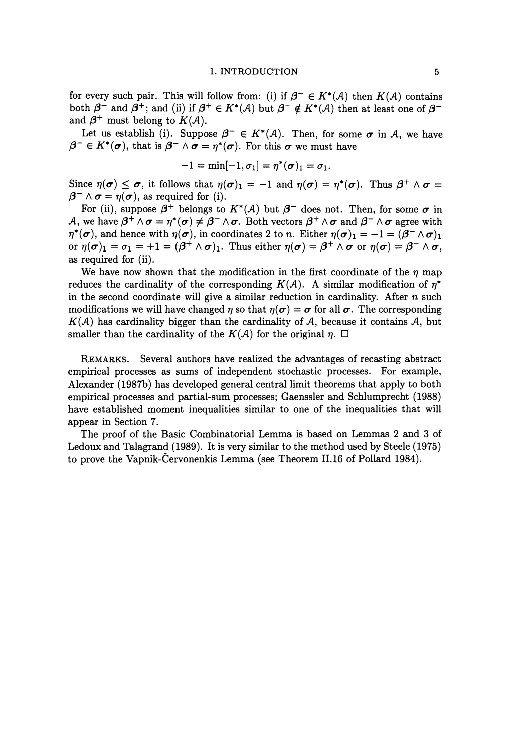for every such pair. This will follow from: (i) if $\boldsymbol{\beta}^- \in K^*(\mathcal{A})$ then $K(\mathcal{A})$ contains both $\boldsymbol{\beta}^-$ and $\boldsymbol{\beta}^+$; and (ii) if $\boldsymbol{\beta}^+ \in K^*(\mathcal{A})$ but $\boldsymbol{\beta}^- \notin K^*(\mathcal{A})$ then at least one of $\boldsymbol{\beta}^-$ and $\boldsymbol{\beta}^+$ must belong to $K(\mathcal{A})$.

Let us establish (i). Suppose $\boldsymbol{\beta}^- \in K^*(\mathcal{A})$. Then, for some $\boldsymbol{\sigma}$ in $\mathcal{A}$, we have $\boldsymbol{\beta}^- \in K^*(\boldsymbol{\sigma})$, that is $\boldsymbol{\beta}^- \wedge \boldsymbol{\sigma} = \eta^*(\boldsymbol{\sigma})$. For this $\boldsymbol{\sigma}$ we must have

$$-1 = \min[-1, \sigma_1] = \eta^*(\boldsymbol{\sigma})_1 = \sigma_1.$$

Since $\eta(\boldsymbol{\sigma}) \leq \boldsymbol{\sigma}$, it follows that $\eta(\boldsymbol{\sigma})_1 = -1$ and $\eta(\boldsymbol{\sigma}) = \eta^*(\boldsymbol{\sigma})$. Thus $\boldsymbol{\beta}^+ \wedge \boldsymbol{\sigma} = \boldsymbol{\beta}^- \wedge \boldsymbol{\sigma} = \eta(\boldsymbol{\sigma})$, as required for (i).

For (ii), suppose $\boldsymbol{\beta}^+$ belongs to $K^*(\mathcal{A})$ but $\boldsymbol{\beta}^-$ does not. Then, for some $\boldsymbol{\sigma}$ in $\mathcal{A}$, we have $\boldsymbol{\beta}^+ \wedge \boldsymbol{\sigma} = \eta^*(\boldsymbol{\sigma}) \neq \boldsymbol{\beta}^- \wedge \boldsymbol{\sigma}$. Both vectors $\boldsymbol{\beta}^+ \wedge \boldsymbol{\sigma}$ and $\boldsymbol{\beta}^- \wedge \boldsymbol{\sigma}$ agree with $\eta^*(\boldsymbol{\sigma})$, and hence with $\eta(\boldsymbol{\sigma})$, in coordinates 2 to $n$. Either $\eta(\boldsymbol{\sigma})_1 = -1 = (\boldsymbol{\beta}^- \wedge \boldsymbol{\sigma})_1$ or $\eta(\boldsymbol{\sigma})_1 = \sigma_1 = +1 = (\boldsymbol{\beta}^+ \wedge \boldsymbol{\sigma})_1$. Thus either $\eta(\boldsymbol{\sigma}) = \boldsymbol{\beta}^+ \wedge \boldsymbol{\sigma}$ or $\eta(\boldsymbol{\sigma}) = \boldsymbol{\beta}^- \wedge \boldsymbol{\sigma}$, as required for (ii).

We have now shown that the modification in the first coordinate of the $\eta$ map reduces the cardinality of the corresponding $K(\mathcal{A})$. A similar modification of $\eta^*$ in the second coordinate will give a similar reduction in cardinality. After $n$ such modifications we will have changed $\eta$ so that $\eta(\boldsymbol{\sigma}) = \boldsymbol{\sigma}$ for all $\boldsymbol{\sigma}$. The corresponding $K(\mathcal{A})$ has cardinality bigger than the cardinality of $\mathcal{A}$, because it contains $\mathcal{A}$, but smaller than the cardinality of the $K(\mathcal{A})$ for the original $\eta$. $\square$

REMARKS. Several authors have realized the advantages of recasting abstract empirical processes as sums of independent stochastic processes. For example, Alexander (1987b) has developed general central limit theorems that apply to both empirical processes and partial-sum processes; Gaenssler and Schlumprecht (1988) have established moment inequalities similar to one of the inequalities that will appear in Section 7.

The proof of the Basic Combinatorial Lemma is based on Lemmas 2 and 3 of Ledoux and Talagrand (1989). It is very similar to the method used by Steele (1975) to prove the Vapnik-Červonenkis Lemma (see Theorem II.16 of Pollard 1984).